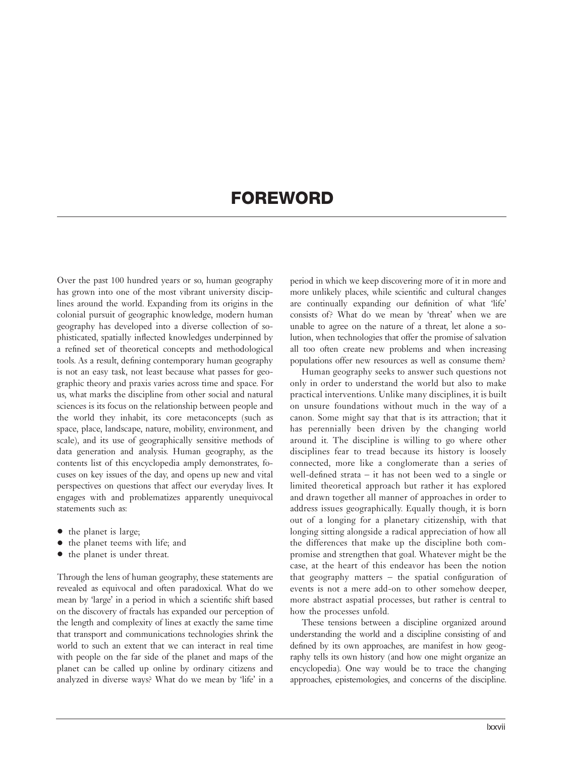# FOREWORD

Over the past 100 hundred years or so, human geography has grown into one of the most vibrant university disciplines around the world. Expanding from its origins in the colonial pursuit of geographic knowledge, modern human geography has developed into a diverse collection of sophisticated, spatially inflected knowledges underpinned by a refined set of theoretical concepts and methodological tools. As a result, defining contemporary human geography is not an easy task, not least because what passes for geographic theory and praxis varies across time and space. For us, what marks the discipline from other social and natural sciences is its focus on the relationship between people and the world they inhabit, its core metaconcepts (such as space, place, landscape, nature, mobility, environment, and scale), and its use of geographically sensitive methods of data generation and analysis. Human geography, as the contents list of this encyclopedia amply demonstrates, focuses on key issues of the day, and opens up new and vital perspectives on questions that affect our everyday lives. It engages with and problematizes apparently unequivocal statements such as:

- the planet is large;
- the planet teems with life; and
- the planet is under threat.

Through the lens of human geography, these statements are revealed as equivocal and often paradoxical. What do we mean by 'large' in a period in which a scientific shift based on the discovery of fractals has expanded our perception of the length and complexity of lines at exactly the same time that transport and communications technologies shrink the world to such an extent that we can interact in real time with people on the far side of the planet and maps of the planet can be called up online by ordinary citizens and analyzed in diverse ways? What do we mean by 'life' in a period in which we keep discovering more of it in more and more unlikely places, while scientific and cultural changes are continually expanding our definition of what 'life' consists of? What do we mean by 'threat' when we are unable to agree on the nature of a threat, let alone a solution, when technologies that offer the promise of salvation all too often create new problems and when increasing populations offer new resources as well as consume them?

Human geography seeks to answer such questions not only in order to understand the world but also to make practical interventions. Unlike many disciplines, it is built on unsure foundations without much in the way of a canon. Some might say that that is its attraction; that it has perennially been driven by the changing world around it. The discipline is willing to go where other disciplines fear to tread because its history is loosely connected, more like a conglomerate than a series of well-defined strata – it has not been wed to a single or limited theoretical approach but rather it has explored and drawn together all manner of approaches in order to address issues geographically. Equally though, it is born out of a longing for a planetary citizenship, with that longing sitting alongside a radical appreciation of how all the differences that make up the discipline both compromise and strengthen that goal. Whatever might be the case, at the heart of this endeavor has been the notion that geography matters – the spatial configuration of events is not a mere add-on to other somehow deeper, more abstract aspatial processes, but rather is central to how the processes unfold.

These tensions between a discipline organized around understanding the world and a discipline consisting of and defined by its own approaches, are manifest in how geography tells its own history (and how one might organize an encyclopedia). One way would be to trace the changing approaches, epistemologies, and concerns of the discipline.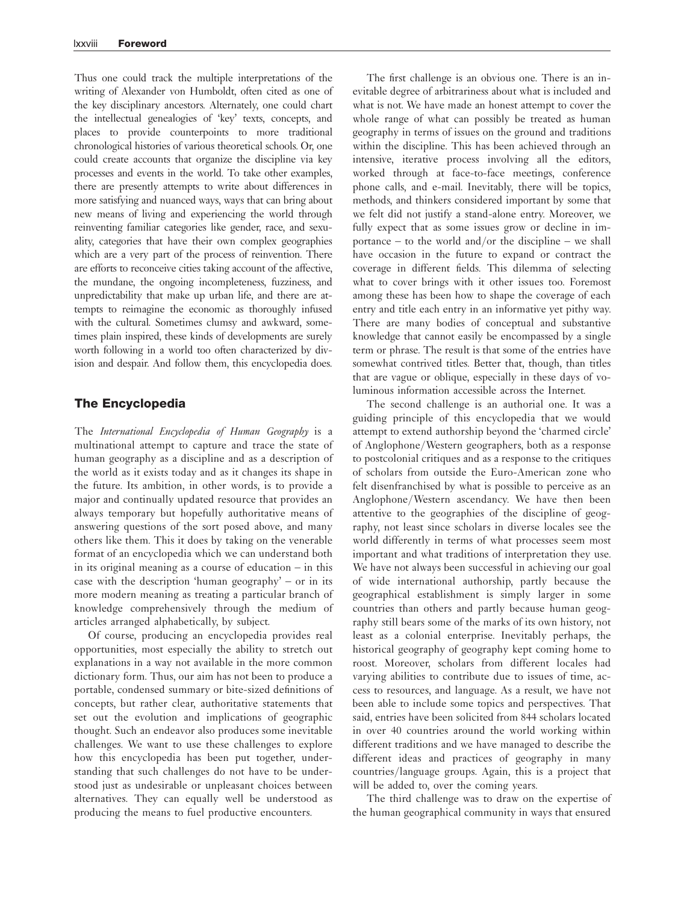Thus one could track the multiple interpretations of the writing of Alexander von Humboldt, often cited as one of the key disciplinary ancestors. Alternately, one could chart the intellectual genealogies of 'key' texts, concepts, and places to provide counterpoints to more traditional chronological histories of various theoretical schools. Or, one could create accounts that organize the discipline via key processes and events in the world. To take other examples, there are presently attempts to write about differences in more satisfying and nuanced ways, ways that can bring about new means of living and experiencing the world through reinventing familiar categories like gender, race, and sexuality, categories that have their own complex geographies which are a very part of the process of reinvention. There are efforts to reconceive cities taking account of the affective, the mundane, the ongoing incompleteness, fuzziness, and unpredictability that make up urban life, and there are attempts to reimagine the economic as thoroughly infused with the cultural. Sometimes clumsy and awkward, sometimes plain inspired, these kinds of developments are surely worth following in a world too often characterized by division and despair. And follow them, this encyclopedia does.

## The Encyclopedia

The *International Encyclopedia of Human Geography* is a multinational attempt to capture and trace the state of human geography as a discipline and as a description of the world as it exists today and as it changes its shape in the future. Its ambition, in other words, is to provide a major and continually updated resource that provides an always temporary but hopefully authoritative means of answering questions of the sort posed above, and many others like them. This it does by taking on the venerable format of an encyclopedia which we can understand both in its original meaning as a course of education – in this case with the description 'human geography' – or in its more modern meaning as treating a particular branch of knowledge comprehensively through the medium of articles arranged alphabetically, by subject.

Of course, producing an encyclopedia provides real opportunities, most especially the ability to stretch out explanations in a way not available in the more common dictionary form. Thus, our aim has not been to produce a portable, condensed summary or bite-sized definitions of concepts, but rather clear, authoritative statements that set out the evolution and implications of geographic thought. Such an endeavor also produces some inevitable challenges. We want to use these challenges to explore how this encyclopedia has been put together, understanding that such challenges do not have to be understood just as undesirable or unpleasant choices between alternatives. They can equally well be understood as producing the means to fuel productive encounters.

The first challenge is an obvious one. There is an inevitable degree of arbitrariness about what is included and what is not. We have made an honest attempt to cover the whole range of what can possibly be treated as human geography in terms of issues on the ground and traditions within the discipline. This has been achieved through an intensive, iterative process involving all the editors, worked through at face-to-face meetings, conference phone calls, and e-mail. Inevitably, there will be topics, methods, and thinkers considered important by some that we felt did not justify a stand-alone entry. Moreover, we fully expect that as some issues grow or decline in importance – to the world and/or the discipline – we shall have occasion in the future to expand or contract the coverage in different fields. This dilemma of selecting what to cover brings with it other issues too. Foremost among these has been how to shape the coverage of each entry and title each entry in an informative yet pithy way. There are many bodies of conceptual and substantive knowledge that cannot easily be encompassed by a single term or phrase. The result is that some of the entries have somewhat contrived titles. Better that, though, than titles that are vague or oblique, especially in these days of voluminous information accessible across the Internet.

The second challenge is an authorial one. It was a guiding principle of this encyclopedia that we would attempt to extend authorship beyond the 'charmed circle' of Anglophone/Western geographers, both as a response to postcolonial critiques and as a response to the critiques of scholars from outside the Euro-American zone who felt disenfranchised by what is possible to perceive as an Anglophone/Western ascendancy. We have then been attentive to the geographies of the discipline of geography, not least since scholars in diverse locales see the world differently in terms of what processes seem most important and what traditions of interpretation they use. We have not always been successful in achieving our goal of wide international authorship, partly because the geographical establishment is simply larger in some countries than others and partly because human geography still bears some of the marks of its own history, not least as a colonial enterprise. Inevitably perhaps, the historical geography of geography kept coming home to roost. Moreover, scholars from different locales had varying abilities to contribute due to issues of time, access to resources, and language. As a result, we have not been able to include some topics and perspectives. That said, entries have been solicited from 844 scholars located in over 40 countries around the world working within different traditions and we have managed to describe the different ideas and practices of geography in many countries/language groups. Again, this is a project that will be added to, over the coming years.

The third challenge was to draw on the expertise of the human geographical community in ways that ensured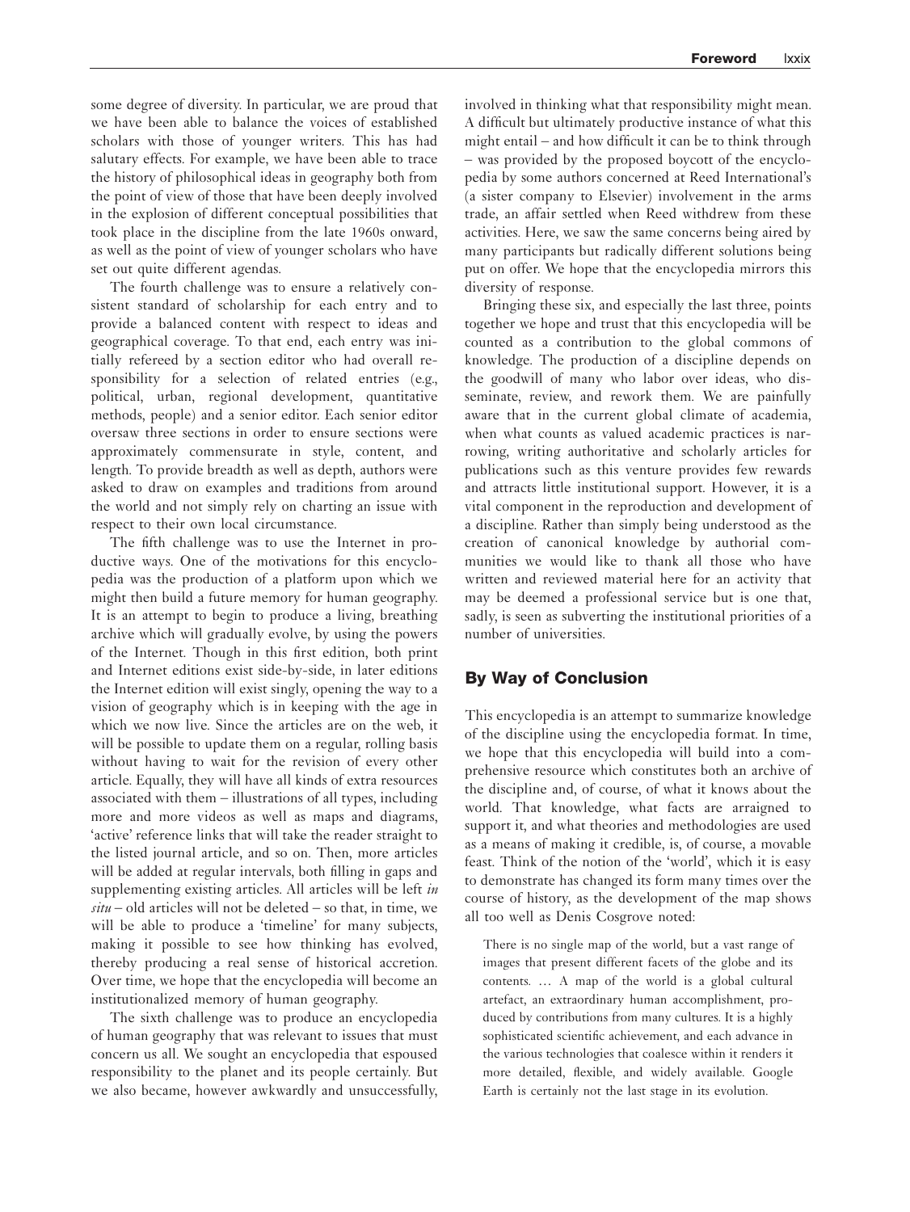some degree of diversity. In particular, we are proud that we have been able to balance the voices of established scholars with those of younger writers. This has had salutary effects. For example, we have been able to trace the history of philosophical ideas in geography both from the point of view of those that have been deeply involved in the explosion of different conceptual possibilities that took place in the discipline from the late 1960s onward, as well as the point of view of younger scholars who have set out quite different agendas.

The fourth challenge was to ensure a relatively consistent standard of scholarship for each entry and to provide a balanced content with respect to ideas and geographical coverage. To that end, each entry was initially refereed by a section editor who had overall responsibility for a selection of related entries (e.g., political, urban, regional development, quantitative methods, people) and a senior editor. Each senior editor oversaw three sections in order to ensure sections were approximately commensurate in style, content, and length. To provide breadth as well as depth, authors were asked to draw on examples and traditions from around the world and not simply rely on charting an issue with respect to their own local circumstance.

The fifth challenge was to use the Internet in productive ways. One of the motivations for this encyclopedia was the production of a platform upon which we might then build a future memory for human geography. It is an attempt to begin to produce a living, breathing archive which will gradually evolve, by using the powers of the Internet. Though in this first edition, both print and Internet editions exist side-by-side, in later editions the Internet edition will exist singly, opening the way to a vision of geography which is in keeping with the age in which we now live. Since the articles are on the web, it will be possible to update them on a regular, rolling basis without having to wait for the revision of every other article. Equally, they will have all kinds of extra resources associated with them – illustrations of all types, including more and more videos as well as maps and diagrams, 'active' reference links that will take the reader straight to the listed journal article, and so on. Then, more articles will be added at regular intervals, both filling in gaps and supplementing existing articles. All articles will be left *in situ* – old articles will not be deleted – so that, in time, we will be able to produce a 'timeline' for many subjects, making it possible to see how thinking has evolved, thereby producing a real sense of historical accretion. Over time, we hope that the encyclopedia will become an institutionalized memory of human geography.

The sixth challenge was to produce an encyclopedia of human geography that was relevant to issues that must concern us all. We sought an encyclopedia that espoused responsibility to the planet and its people certainly. But we also became, however awkwardly and unsuccessfully, involved in thinking what that responsibility might mean. A difficult but ultimately productive instance of what this might entail – and how difficult it can be to think through – was provided by the proposed boycott of the encyclopedia by some authors concerned at Reed International's (a sister company to Elsevier) involvement in the arms trade, an affair settled when Reed withdrew from these activities. Here, we saw the same concerns being aired by many participants but radically different solutions being put on offer. We hope that the encyclopedia mirrors this diversity of response.

Bringing these six, and especially the last three, points together we hope and trust that this encyclopedia will be counted as a contribution to the global commons of knowledge. The production of a discipline depends on the goodwill of many who labor over ideas, who disseminate, review, and rework them. We are painfully aware that in the current global climate of academia, when what counts as valued academic practices is narrowing, writing authoritative and scholarly articles for publications such as this venture provides few rewards and attracts little institutional support. However, it is a vital component in the reproduction and development of a discipline. Rather than simply being understood as the creation of canonical knowledge by authorial communities we would like to thank all those who have written and reviewed material here for an activity that may be deemed a professional service but is one that, sadly, is seen as subverting the institutional priorities of a number of universities.

## By Way of Conclusion

This encyclopedia is an attempt to summarize knowledge of the discipline using the encyclopedia format. In time, we hope that this encyclopedia will build into a comprehensive resource which constitutes both an archive of the discipline and, of course, of what it knows about the world. That knowledge, what facts are arraigned to support it, and what theories and methodologies are used as a means of making it credible, is, of course, a movable feast. Think of the notion of the 'world', which it is easy to demonstrate has changed its form many times over the course of history, as the development of the map shows all too well as Denis Cosgrove noted:

> There is no single map of the world, but a vast range of images that present different facets of the globe and its contents. … A map of the world is a global cultural artefact, an extraordinary human accomplishment, produced by contributions from many cultures. It is a highly sophisticated scientific achievement, and each advance in the various technologies that coalesce within it renders it more detailed, flexible, and widely available. Google Earth is certainly not the last stage in its evolution.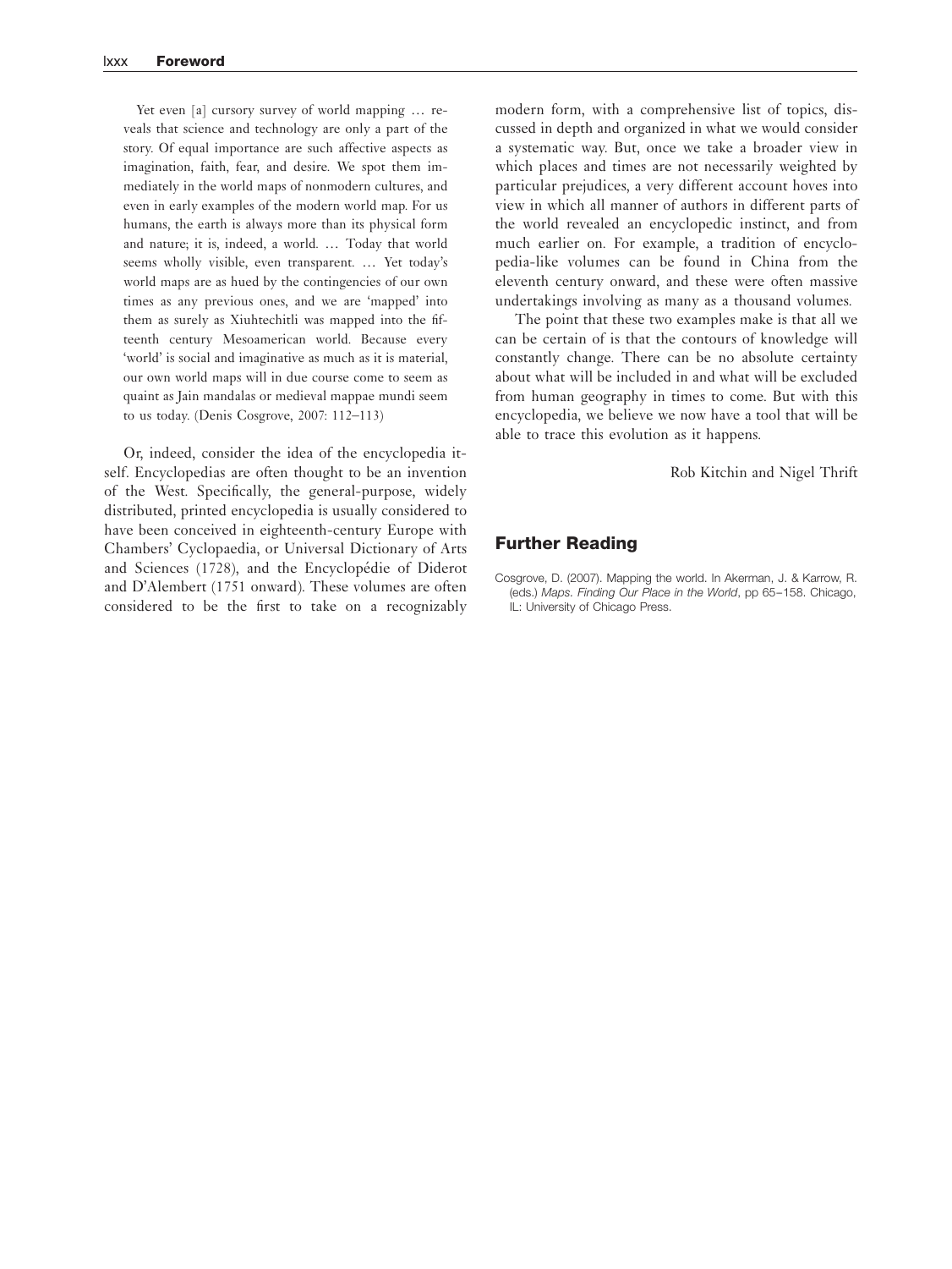> Yet even [a] cursory survey of world mapping … reveals that science and technology are only a part of the story. Of equal importance are such affective aspects as imagination, faith, fear, and desire. We spot them immediately in the world maps of nonmodern cultures, and even in early examples of the modern world map. For us humans, the earth is always more than its physical form and nature; it is, indeed, a world. … Today that world seems wholly visible, even transparent. … Yet today's world maps are as hued by the contingencies of our own times as any previous ones, and we are 'mapped' into them as surely as Xiuhtechitli was mapped into the fifteenth century Mesoamerican world. Because every 'world' is social and imaginative as much as it is material, our own world maps will in due course come to seem as quaint as Jain mandalas or medieval mappae mundi seem to us today. (Denis Cosgrove, 2007: 112–113)

Or, indeed, consider the idea of the encyclopedia itself. Encyclopedias are often thought to be an invention of the West. Specifically, the general-purpose, widely distributed, printed encyclopedia is usually considered to have been conceived in eighteenth-century Europe with Chambers' Cyclopaedia, or Universal Dictionary of Arts and Sciences (1728), and the Encyclopédie of Diderot and D'Alembert (1751 onward). These volumes are often considered to be the first to take on a recognizably modern form, with a comprehensive list of topics, discussed in depth and organized in what we would consider a systematic way. But, once we take a broader view in which places and times are not necessarily weighted by particular prejudices, a very different account hoves into view in which all manner of authors in different parts of the world revealed an encyclopedic instinct, and from much earlier on. For example, a tradition of encyclopedia-like volumes can be found in China from the eleventh century onward, and these were often massive undertakings involving as many as a thousand volumes.

The point that these two examples make is that all we can be certain of is that the contours of knowledge will constantly change. There can be no absolute certainty about what will be included in and what will be excluded from human geography in times to come. But with this encyclopedia, we believe we now have a tool that will be able to trace this evolution as it happens.

Rob Kitchin and Nigel Thrift

## Further Reading

Cosgrove, D. (2007). Mapping the world. In Akerman, J. & Karrow, R. (eds.) *Maps. Finding Our Place in the World*, pp 65–158. Chicago, IL: University of Chicago Press.